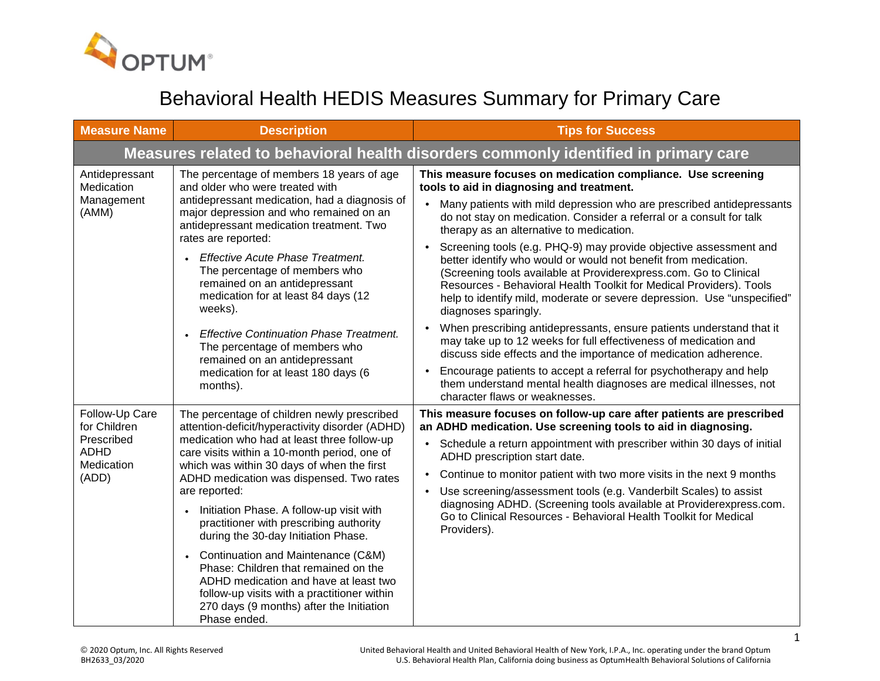# Behavioral Health HEDIS Measures Summary for Primary Care

| Measure Name | Description | Tips for Success |
|---|---|---|
| **Measures related to behavioral health disorders commonly identified in primary care** | | |
| Antidepressant Medication Management (AMM) | The percentage of members 18 years of age and older who were treated with antidepressant medication, had a diagnosis of major depression and who remained on an antidepressant medication treatment. Two rates are reported:<br>• *Effective Acute Phase Treatment.* The percentage of members who remained on an antidepressant medication for at least 84 days (12 weeks).<br>• *Effective Continuation Phase Treatment.* The percentage of members who remained on an antidepressant medication for at least 180 days (6 months). | **This measure focuses on medication compliance. Use screening tools to aid in diagnosing and treatment.**<br>• Many patients with mild depression who are prescribed antidepressants do not stay on medication. Consider a referral or a consult for talk therapy as an alternative to medication.<br>• Screening tools (e.g. PHQ-9) may provide objective assessment and better identify who would or would not benefit from medication. (Screening tools available at Providerexpress.com. Go to Clinical Resources - Behavioral Health Toolkit for Medical Providers). Tools help to identify mild, moderate or severe depression. Use "unspecified" diagnoses sparingly.<br>• When prescribing antidepressants, ensure patients understand that it may take up to 12 weeks for full effectiveness of medication and discuss side effects and the importance of medication adherence.<br>• Encourage patients to accept a referral for psychotherapy and help them understand mental health diagnoses are medical illnesses, not character flaws or weaknesses. |
| Follow-Up Care for Children Prescribed ADHD Medication (ADD) | The percentage of children newly prescribed attention-deficit/hyperactivity disorder (ADHD) medication who had at least three follow-up care visits within a 10-month period, one of which was within 30 days of when the first ADHD medication was dispensed. Two rates are reported:<br>• Initiation Phase. A follow-up visit with practitioner with prescribing authority during the 30-day Initiation Phase.<br>• Continuation and Maintenance (C&M) Phase: Children that remained on the ADHD medication and have at least two follow-up visits with a practitioner within 270 days (9 months) after the Initiation Phase ended. | **This measure focuses on follow-up care after patients are prescribed an ADHD medication. Use screening tools to aid in diagnosing.**<br>• Schedule a return appointment with prescriber within 30 days of initial ADHD prescription start date.<br>• Continue to monitor patient with two more visits in the next 9 months<br>• Use screening/assessment tools (e.g. Vanderbilt Scales) to assist diagnosing ADHD. (Screening tools available at Providerexpress.com. Go to Clinical Resources - Behavioral Health Toolkit for Medical Providers). |

© 2020 Optum, Inc. All Rights Reserved
BH2633_03/2020

United Behavioral Health and United Behavioral Health of New York, I.P.A., Inc. operating under the brand Optum
U.S. Behavioral Health Plan, California doing business as OptumHealth Behavioral Solutions of California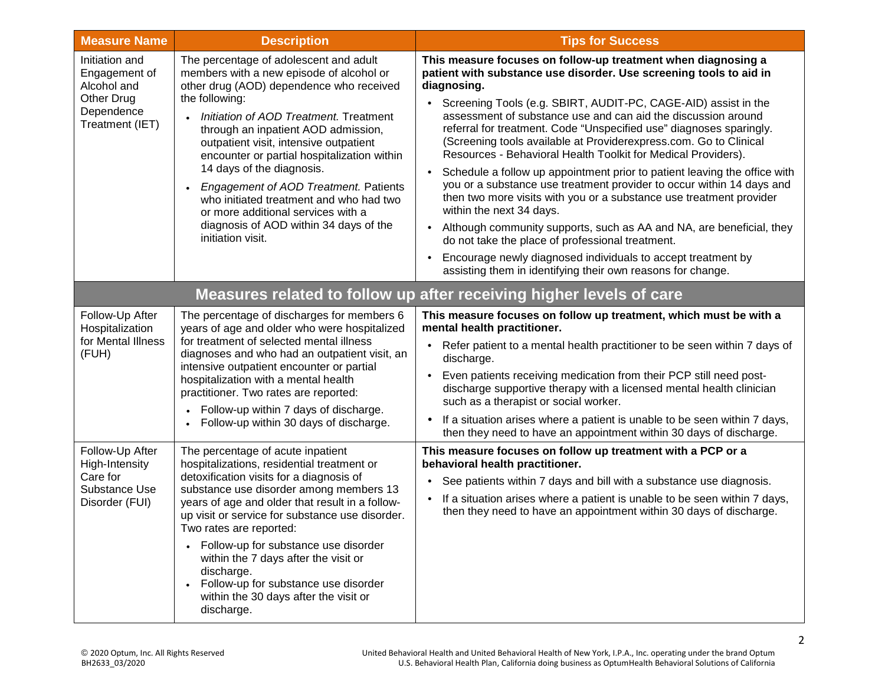| Measure Name | Description | Tips for Success |
|---|---|---|
| Initiation and Engagement of Alcohol and Other Drug Dependence Treatment (IET) | The percentage of adolescent and adult members with a new episode of alcohol or other drug (AOD) dependence who received the following:<br>• *Initiation of AOD Treatment.* Treatment through an inpatient AOD admission, outpatient visit, intensive outpatient encounter or partial hospitalization within 14 days of the diagnosis.<br>• *Engagement of AOD Treatment.* Patients who initiated treatment and who had two or more additional services with a diagnosis of AOD within 34 days of the initiation visit. | **This measure focuses on follow-up treatment when diagnosing a patient with substance use disorder. Use screening tools to aid in diagnosing.**<br>• Screening Tools (e.g. SBIRT, AUDIT-PC, CAGE-AID) assist in the assessment of substance use and can aid the discussion around referral for treatment. Code "Unspecified use" diagnoses sparingly. (Screening tools available at Providerexpress.com. Go to Clinical Resources - Behavioral Health Toolkit for Medical Providers).<br>• Schedule a follow up appointment prior to patient leaving the office with you or a substance use treatment provider to occur within 14 days and then two more visits with you or a substance use treatment provider within the next 34 days.<br>• Although community supports, such as AA and NA, are beneficial, they do not take the place of professional treatment.<br>• Encourage newly diagnosed individuals to accept treatment by assisting them in identifying their own reasons for change. |
| **Measures related to follow up after receiving higher levels of care** | | |
| Follow-Up After Hospitalization for Mental Illness (FUH) | The percentage of discharges for members 6 years of age and older who were hospitalized for treatment of selected mental illness diagnoses and who had an outpatient visit, an intensive outpatient encounter or partial hospitalization with a mental health practitioner. Two rates are reported:<br>• Follow-up within 7 days of discharge.<br>• Follow-up within 30 days of discharge. | **This measure focuses on follow up treatment, which must be with a mental health practitioner.**<br>• Refer patient to a mental health practitioner to be seen within 7 days of discharge.<br>• Even patients receiving medication from their PCP still need post-discharge supportive therapy with a licensed mental health clinician such as a therapist or social worker.<br>• If a situation arises where a patient is unable to be seen within 7 days, then they need to have an appointment within 30 days of discharge. |
| Follow-Up After High-Intensity Care for Substance Use Disorder (FUI) | The percentage of acute inpatient hospitalizations, residential treatment or detoxification visits for a diagnosis of substance use disorder among members 13 years of age and older that result in a follow-up visit or service for substance use disorder. Two rates are reported:<br>• Follow-up for substance use disorder within the 7 days after the visit or discharge.<br>• Follow-up for substance use disorder within the 30 days after the visit or discharge. | **This measure focuses on follow up treatment with a PCP or a behavioral health practitioner.**<br>• See patients within 7 days and bill with a substance use diagnosis.<br>• If a situation arises where a patient is unable to be seen within 7 days, then they need to have an appointment within 30 days of discharge. |

© 2020 Optum, Inc. All Rights Reserved
BH2633_03/2020

United Behavioral Health and United Behavioral Health of New York, I.P.A., Inc. operating under the brand Optum
U.S. Behavioral Health Plan, California doing business as OptumHealth Behavioral Solutions of California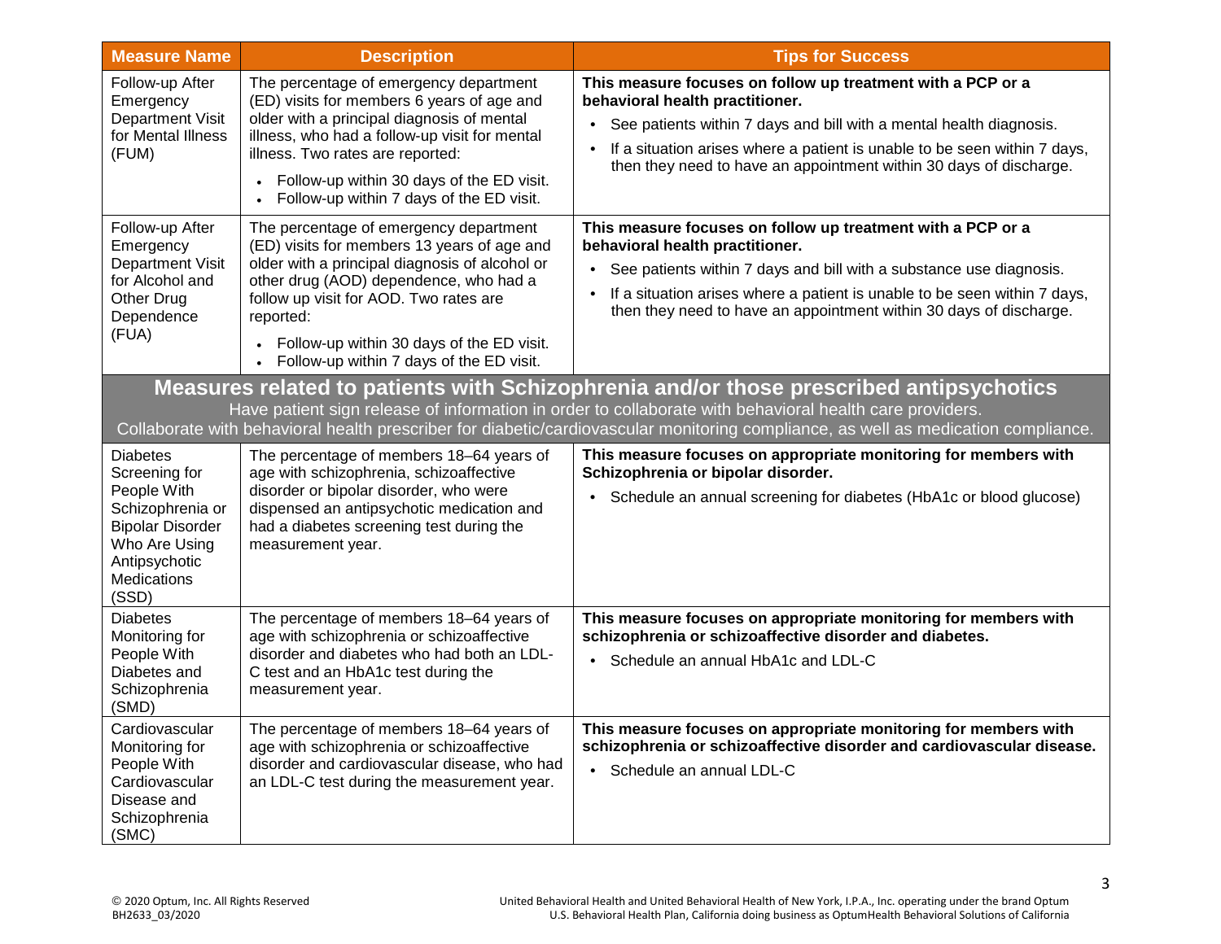| Measure Name | Description | Tips for Success |
|---|---|---|
| Follow-up After Emergency Department Visit for Mental Illness (FUM) | The percentage of emergency department (ED) visits for members 6 years of age and older with a principal diagnosis of mental illness, who had a follow-up visit for mental illness. Two rates are reported: • Follow-up within 30 days of the ED visit. • Follow-up within 7 days of the ED visit. | **This measure focuses on follow up treatment with a PCP or a behavioral health practitioner.** • See patients within 7 days and bill with a mental health diagnosis. • If a situation arises where a patient is unable to be seen within 7 days, then they need to have an appointment within 30 days of discharge. |
| Follow-up After Emergency Department Visit for Alcohol and Other Drug Dependence (FUA) | The percentage of emergency department (ED) visits for members 13 years of age and older with a principal diagnosis of alcohol or other drug (AOD) dependence, who had a follow up visit for AOD. Two rates are reported: • Follow-up within 30 days of the ED visit. • Follow-up within 7 days of the ED visit. | **This measure focuses on follow up treatment with a PCP or a behavioral health practitioner.** • See patients within 7 days and bill with a substance use diagnosis. • If a situation arises where a patient is unable to be seen within 7 days, then they need to have an appointment within 30 days of discharge. |
| **Measures related to patients with Schizophrenia and/or those prescribed antipsychotics** Have patient sign release of information in order to collaborate with behavioral health care providers. Collaborate with behavioral health prescriber for diabetic/cardiovascular monitoring compliance, as well as medication compliance. | | |
| Diabetes Screening for People With Schizophrenia or Bipolar Disorder Who Are Using Antipsychotic Medications (SSD) | The percentage of members 18–64 years of age with schizophrenia, schizoaffective disorder or bipolar disorder, who were dispensed an antipsychotic medication and had a diabetes screening test during the measurement year. | **This measure focuses on appropriate monitoring for members with Schizophrenia or bipolar disorder.** • Schedule an annual screening for diabetes (HbA1c or blood glucose) |
| Diabetes Monitoring for People With Diabetes and Schizophrenia (SMD) | The percentage of members 18–64 years of age with schizophrenia or schizoaffective disorder and diabetes who had both an LDL-C test and an HbA1c test during the measurement year. | **This measure focuses on appropriate monitoring for members with schizophrenia or schizoaffective disorder and diabetes.** • Schedule an annual HbA1c and LDL-C |
| Cardiovascular Monitoring for People With Cardiovascular Disease and Schizophrenia (SMC) | The percentage of members 18–64 years of age with schizophrenia or schizoaffective disorder and cardiovascular disease, who had an LDL-C test during the measurement year. | **This measure focuses on appropriate monitoring for members with schizophrenia or schizoaffective disorder and cardiovascular disease.** • Schedule an annual LDL-C |

© 2020 Optum, Inc. All Rights Reserved
BH2633_03/2020

United Behavioral Health and United Behavioral Health of New York, I.P.A., Inc. operating under the brand Optum
U.S. Behavioral Health Plan, California doing business as OptumHealth Behavioral Solutions of California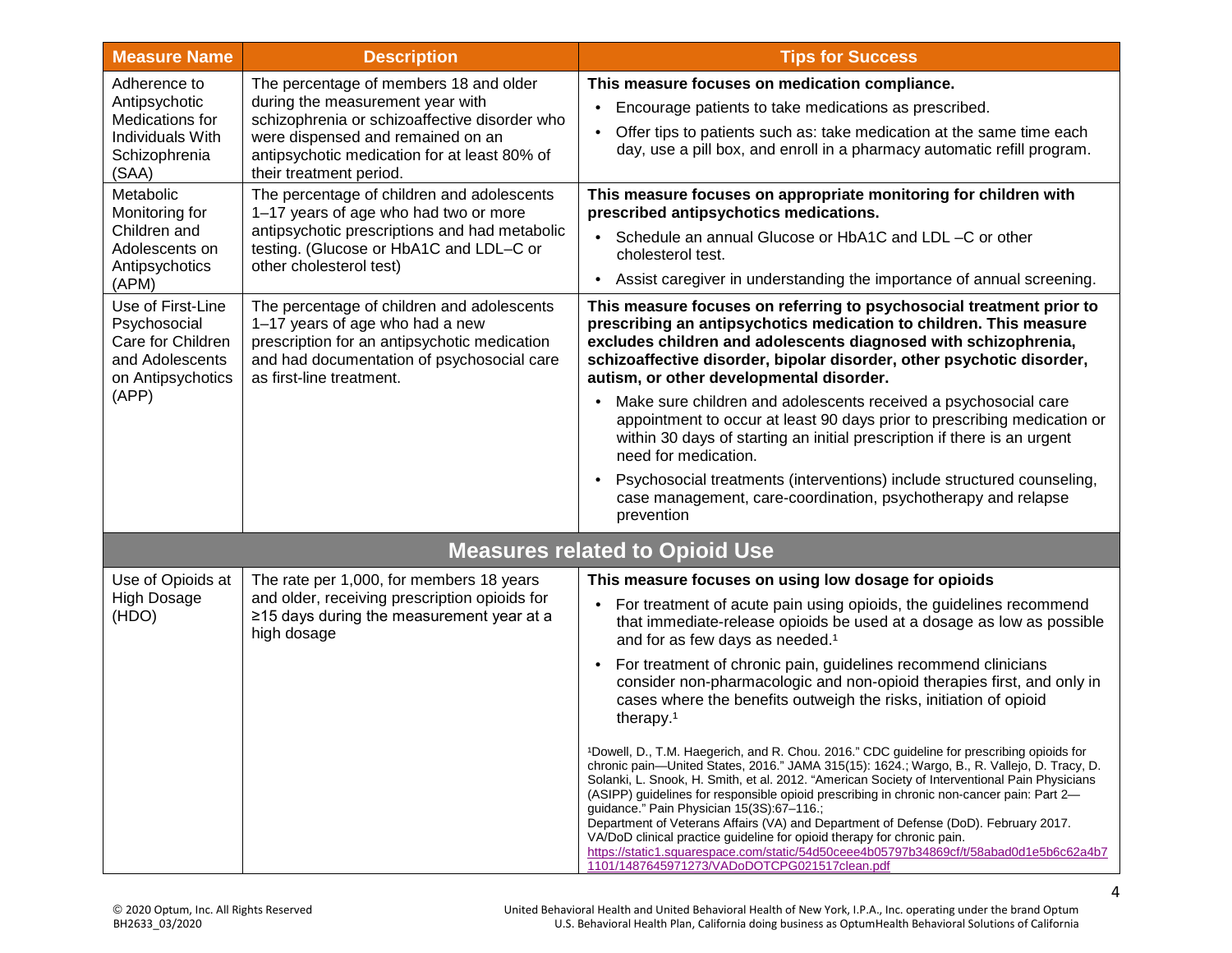| Measure Name | Description | Tips for Success |
|---|---|---|
| Adherence to Antipsychotic Medications for Individuals With Schizophrenia (SAA) | The percentage of members 18 and older during the measurement year with schizophrenia or schizoaffective disorder who were dispensed and remained on an antipsychotic medication for at least 80% of their treatment period. | **This measure focuses on medication compliance.**<br>• Encourage patients to take medications as prescribed.<br>• Offer tips to patients such as: take medication at the same time each day, use a pill box, and enroll in a pharmacy automatic refill program. |
| Metabolic Monitoring for Children and Adolescents on Antipsychotics (APM) | The percentage of children and adolescents 1–17 years of age who had two or more antipsychotic prescriptions and had metabolic testing. (Glucose or HbA1C and LDL–C or other cholesterol test) | **This measure focuses on appropriate monitoring for children with prescribed antipsychotics medications.**<br>• Schedule an annual Glucose or HbA1C and LDL –C or other cholesterol test.<br>• Assist caregiver in understanding the importance of annual screening. |
| Use of First-Line Psychosocial Care for Children and Adolescents on Antipsychotics (APP) | The percentage of children and adolescents 1–17 years of age who had a new prescription for an antipsychotic medication and had documentation of psychosocial care as first-line treatment. | **This measure focuses on referring to psychosocial treatment prior to prescribing an antipsychotics medication to children. This measure excludes children and adolescents diagnosed with schizophrenia, schizoaffective disorder, bipolar disorder, other psychotic disorder, autism, or other developmental disorder.**<br>• Make sure children and adolescents received a psychosocial care appointment to occur at least 90 days prior to prescribing medication or within 30 days of starting an initial prescription if there is an urgent need for medication.<br>• Psychosocial treatments (interventions) include structured counseling, case management, care-coordination, psychotherapy and relapse prevention |
| **Measures related to Opioid Use** | | |
| Use of Opioids at High Dosage (HDO) | The rate per 1,000, for members 18 years and older, receiving prescription opioids for ≥15 days during the measurement year at a high dosage | **This measure focuses on using low dosage for opioids**<br>• For treatment of acute pain using opioids, the guidelines recommend that immediate-release opioids be used at a dosage as low as possible and for as few days as needed.[1]<br>• For treatment of chronic pain, guidelines recommend clinicians consider non-pharmacologic and non-opioid therapies first, and only in cases where the benefits outweigh the risks, initiation of opioid therapy.[1]<br><br>[1]Dowell, D., T.M. Haegerich, and R. Chou. 2016." CDC guideline for prescribing opioids for chronic pain—United States, 2016." JAMA 315(15): 1624.; Wargo, B., R. Vallejo, D. Tracy, D. Solanki, L. Snook, H. Smith, et al. 2012. "American Society of Interventional Pain Physicians (ASIPP) guidelines for responsible opioid prescribing in chronic non-cancer pain: Part 2—guidance." Pain Physician 15(3S):67–116.;<br>Department of Veterans Affairs (VA) and Department of Defense (DoD). February 2017. VA/DoD clinical practice guideline for opioid therapy for chronic pain. https://static1.squarespace.com/static/54d50ceee4b05797b34869cf/t/58abad0d1e5b6c62a4b71101/1487645971273/VADoDOTCPG021517clean.pdf |

© 2020 Optum, Inc. All Rights Reserved
BH2633_03/2020

United Behavioral Health and United Behavioral Health of New York, I.P.A., Inc. operating under the brand Optum
U.S. Behavioral Health Plan, California doing business as OptumHealth Behavioral Solutions of California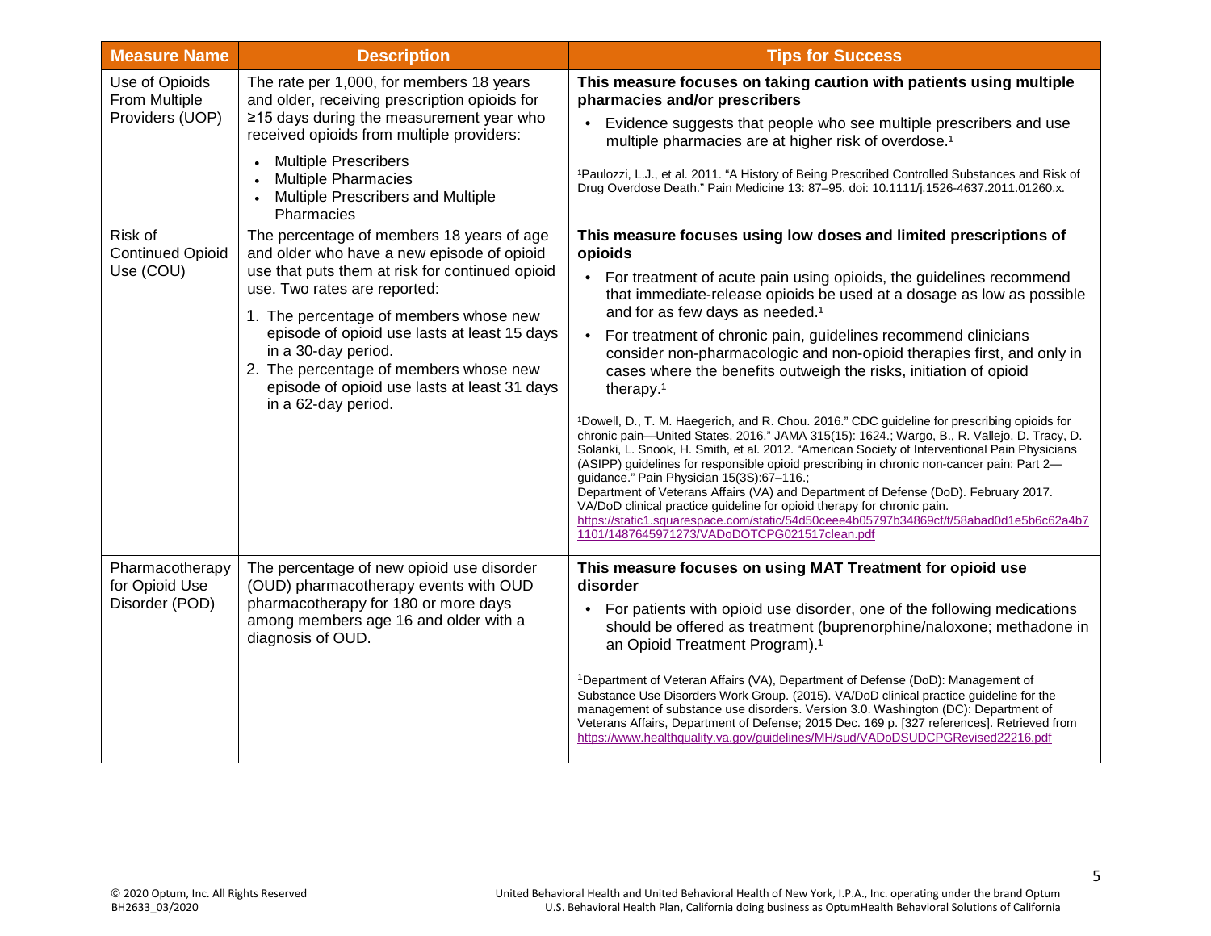| Measure Name | Description | Tips for Success |
| --- | --- | --- |
| Use of Opioids From Multiple Providers (UOP) | The rate per 1,000, for members 18 years and older, receiving prescription opioids for ≥15 days during the measurement year who received opioids from multiple providers:<br>• Multiple Prescribers<br>• Multiple Pharmacies<br>• Multiple Prescribers and Multiple Pharmacies | **This measure focuses on taking caution with patients using multiple pharmacies and/or prescribers**<br>• Evidence suggests that people who see multiple prescribers and use multiple pharmacies are at higher risk of overdose.[1]<br><br>[1]Paulozzi, L.J., et al. 2011. "A History of Being Prescribed Controlled Substances and Risk of Drug Overdose Death." Pain Medicine 13: 87–95. doi: 10.1111/j.1526-4637.2011.01260.x. |
| Risk of Continued Opioid Use (COU) | The percentage of members 18 years of age and older who have a new episode of opioid use that puts them at risk for continued opioid use. Two rates are reported:<br>1. The percentage of members whose new episode of opioid use lasts at least 15 days in a 30-day period.<br>2. The percentage of members whose new episode of opioid use lasts at least 31 days in a 62-day period. | **This measure focuses using low doses and limited prescriptions of opioids**<br>• For treatment of acute pain using opioids, the guidelines recommend that immediate-release opioids be used at a dosage as low as possible and for as few days as needed.[1]<br>• For treatment of chronic pain, guidelines recommend clinicians consider non-pharmacologic and non-opioid therapies first, and only in cases where the benefits outweigh the risks, initiation of opioid therapy.[1]<br><br>[1]Dowell, D., T. M. Haegerich, and R. Chou. 2016." CDC guideline for prescribing opioids for chronic pain—United States, 2016." JAMA 315(15): 1624.; Wargo, B., R. Vallejo, D. Tracy, D. Solanki, L. Snook, H. Smith, et al. 2012. "American Society of Interventional Pain Physicians (ASIPP) guidelines for responsible opioid prescribing in chronic non-cancer pain: Part 2—guidance." Pain Physician 15(3S):67–116.;<br>Department of Veterans Affairs (VA) and Department of Defense (DoD). February 2017. VA/DoD clinical practice guideline for opioid therapy for chronic pain. https://static1.squarespace.com/static/54d50ceee4b05797b34869cf/t/58abad0d1e5b6c62a4b71101/1487645971273/VADoDOTCPG021517clean.pdf |
| Pharmacotherapy for Opioid Use Disorder (POD) | The percentage of new opioid use disorder (OUD) pharmacotherapy events with OUD pharmacotherapy for 180 or more days among members age 16 and older with a diagnosis of OUD. | **This measure focuses on using MAT Treatment for opioid use disorder**<br>• For patients with opioid use disorder, one of the following medications should be offered as treatment (buprenorphine/naloxone; methadone in an Opioid Treatment Program).[1]<br><br>[1]Department of Veteran Affairs (VA), Department of Defense (DoD): Management of Substance Use Disorders Work Group. (2015). VA/DoD clinical practice guideline for the management of substance use disorders. Version 3.0. Washington (DC): Department of Veterans Affairs, Department of Defense; 2015 Dec. 169 p. [327 references]. Retrieved from https://www.healthquality.va.gov/guidelines/MH/sud/VADoDSUDCPGRevised22216.pdf |

© 2020 Optum, Inc. All Rights Reserved
BH2633_03/2020

United Behavioral Health and United Behavioral Health of New York, I.P.A., Inc. operating under the brand Optum
U.S. Behavioral Health Plan, California doing business as OptumHealth Behavioral Solutions of California